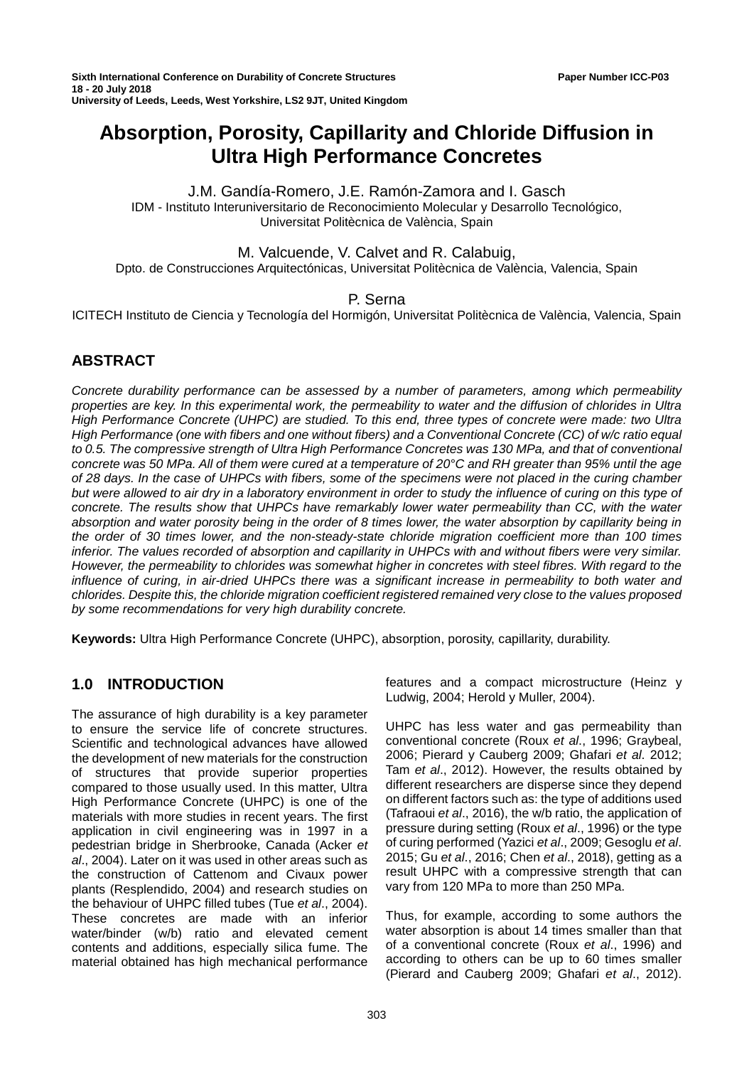# Absorption, Porosity, Capillarity and Chloride Diffusion in Ultra High Performance Concretes

J.M. Gandía-Romero, J.E. Ramón-Zamora and I. Gasch
IDM - Instituto Interuniversitario de Reconocimiento Molecular y Desarrollo Tecnológico, Universitat Politècnica de València, Spain

M. Valcuende, V. Calvet and R. Calabuig,
Dpto. de Construcciones Arquitectónicas, Universitat Politècnica de València, Valencia, Spain

P. Serna
ICITECH Instituto de Ciencia y Tecnología del Hormigón, Universitat Politècnica de València, Valencia, Spain

## ABSTRACT

*Concrete durability performance can be assessed by a number of parameters, among which permeability properties are key. In this experimental work, the permeability to water and the diffusion of chlorides in Ultra High Performance Concrete (UHPC) are studied. To this end, three types of concrete were made: two Ultra High Performance (one with fibers and one without fibers) and a Conventional Concrete (CC) of w/c ratio equal to 0.5. The compressive strength of Ultra High Performance Concretes was 130 MPa, and that of conventional concrete was 50 MPa. All of them were cured at a temperature of 20°C and RH greater than 95% until the age of 28 days. In the case of UHPCs with fibers, some of the specimens were not placed in the curing chamber but were allowed to air dry in a laboratory environment in order to study the influence of curing on this type of concrete. The results show that UHPCs have remarkably lower water permeability than CC, with the water absorption and water porosity being in the order of 8 times lower, the water absorption by capillarity being in the order of 30 times lower, and the non-steady-state chloride migration coefficient more than 100 times inferior. The values recorded of absorption and capillarity in UHPCs with and without fibers were very similar. However, the permeability to chlorides was somewhat higher in concretes with steel fibres. With regard to the influence of curing, in air-dried UHPCs there was a significant increase in permeability to both water and chlorides. Despite this, the chloride migration coefficient registered remained very close to the values proposed by some recommendations for very high durability concrete.*

**Keywords:** Ultra High Performance Concrete (UHPC), absorption, porosity, capillarity, durability.

## 1.0 INTRODUCTION

The assurance of high durability is a key parameter to ensure the service life of concrete structures. Scientific and technological advances have allowed the development of new materials for the construction of structures that provide superior properties compared to those usually used. In this matter, Ultra High Performance Concrete (UHPC) is one of the materials with more studies in recent years. The first application in civil engineering was in 1997 in a pedestrian bridge in Sherbrooke, Canada (Acker *et al*., 2004). Later on it was used in other areas such as the construction of Cattenom and Civaux power plants (Resplendido, 2004) and research studies on the behaviour of UHPC filled tubes (Tue *et al*., 2004). These concretes are made with an inferior water/binder (w/b) ratio and elevated cement contents and additions, especially silica fume. The material obtained has high mechanical performance features and a compact microstructure (Heinz y Ludwig, 2004; Herold y Muller, 2004).

UHPC has less water and gas permeability than conventional concrete (Roux *et al*., 1996; Graybeal, 2006; Pierard y Cauberg 2009; Ghafari *et al*. 2012; Tam *et al*., 2012). However, the results obtained by different researchers are disperse since they depend on different factors such as: the type of additions used (Tafraoui *et al*., 2016), the w/b ratio, the application of pressure during setting (Roux *et al*., 1996) or the type of curing performed (Yazici *et al*., 2009; Gesoglu *et al*. 2015; Gu *et al*., 2016; Chen *et al*., 2018), getting as a result UHPC with a compressive strength that can vary from 120 MPa to more than 250 MPa.

Thus, for example, according to some authors the water absorption is about 14 times smaller than that of a conventional concrete (Roux *et al*., 1996) and according to others can be up to 60 times smaller (Pierard and Cauberg 2009; Ghafari *et al*., 2012).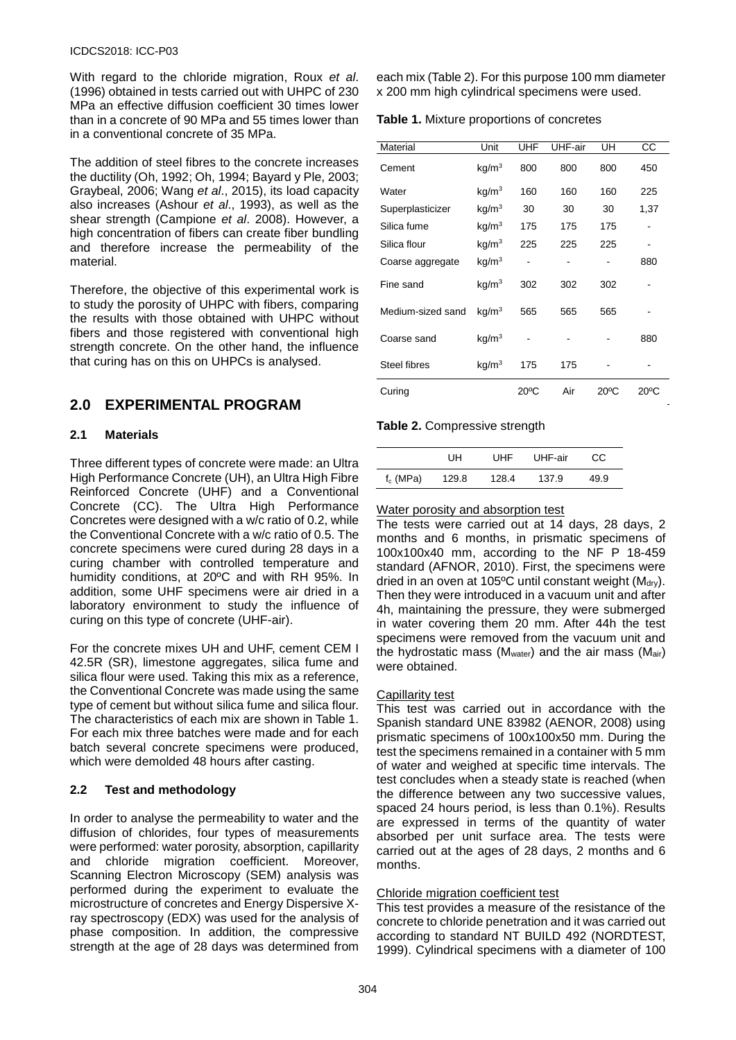With regard to the chloride migration, Roux *et al*. (1996) obtained in tests carried out with UHPC of 230 MPa an effective diffusion coefficient 30 times lower than in a concrete of 90 MPa and 55 times lower than in a conventional concrete of 35 MPa.

The addition of steel fibres to the concrete increases the ductility (Oh, 1992; Oh, 1994; Bayard y Ple, 2003; Graybeal, 2006; Wang *et al*., 2015), its load capacity also increases (Ashour *et al*., 1993), as well as the shear strength (Campione *et al*. 2008). However, a high concentration of fibers can create fiber bundling and therefore increase the permeability of the material.

Therefore, the objective of this experimental work is to study the porosity of UHPC with fibers, comparing the results with those obtained with UHPC without fibers and those registered with conventional high strength concrete. On the other hand, the influence that curing has on this on UHPCs is analysed.

## 2.0 EXPERIMENTAL PROGRAM

### 2.1 Materials

Three different types of concrete were made: an Ultra High Performance Concrete (UH), an Ultra High Fibre Reinforced Concrete (UHF) and a Conventional Concrete (CC). The Ultra High Performance Concretes were designed with a w/c ratio of 0.2, while the Conventional Concrete with a w/c ratio of 0.5. The concrete specimens were cured during 28 days in a curing chamber with controlled temperature and humidity conditions, at 20ºC and with RH 95%. In addition, some UHF specimens were air dried in a laboratory environment to study the influence of curing on this type of concrete (UHF-air).

For the concrete mixes UH and UHF, cement CEM I 42.5R (SR), limestone aggregates, silica fume and silica flour were used. Taking this mix as a reference, the Conventional Concrete was made using the same type of cement but without silica fume and silica flour. The characteristics of each mix are shown in Table 1. For each mix three batches were made and for each batch several concrete specimens were produced, which were demolded 48 hours after casting.

### 2.2 Test and methodology

In order to analyse the permeability to water and the diffusion of chlorides, four types of measurements were performed: water porosity, absorption, capillarity and chloride migration coefficient. Moreover, Scanning Electron Microscopy (SEM) analysis was performed during the experiment to evaluate the microstructure of concretes and Energy Dispersive X-ray spectroscopy (EDX) was used for the analysis of phase composition. In addition, the compressive strength at the age of 28 days was determined from each mix (Table 2). For this purpose 100 mm diameter x 200 mm high cylindrical specimens were used.

**Table 1.** Mixture proportions of concretes

| Material | Unit | UHF | UHF-air | UH | CC |
|---|---|---|---|---|---|
| Cement | kg/m$^3$ | 800 | 800 | 800 | 450 |
| Water | kg/m$^3$ | 160 | 160 | 160 | 225 |
| Superplasticizer | kg/m$^3$ | 30 | 30 | 30 | 1,37 |
| Silica fume | kg/m$^3$ | 175 | 175 | 175 | - |
| Silica flour | kg/m$^3$ | 225 | 225 | 225 | - |
| Coarse aggregate | kg/m$^3$ | - | - | - | 880 |
| Fine sand | kg/m$^3$ | 302 | 302 | 302 | - |
| Medium-sized sand | kg/m$^3$ | 565 | 565 | 565 | - |
| Coarse sand | kg/m$^3$ | - | - | - | 880 |
| Steel fibres | kg/m$^3$ | 175 | 175 | - | - |
| Curing | | 20ºC | Air | 20ºC | 20ºC |

**Table 2.** Compressive strength

| | UH | UHF | UHF-air | CC |
|---|---|---|---|---|
| $f_c$ (MPa) | 129.8 | 128.4 | 137.9 | 49.9 |

Water porosity and absorption test

The tests were carried out at 14 days, 28 days, 2 months and 6 months, in prismatic specimens of 100x100x40 mm, according to the NF P 18-459 standard (AFNOR, 2010). First, the specimens were dried in an oven at 105ºC until constant weight ($M_{dry}$). Then they were introduced in a vacuum unit and after 4h, maintaining the pressure, they were submerged in water covering them 20 mm. After 44h the test specimens were removed from the vacuum unit and the hydrostatic mass ($M_{water}$) and the air mass ($M_{air}$) were obtained.

Capillarity test

This test was carried out in accordance with the Spanish standard UNE 83982 (AENOR, 2008) using prismatic specimens of 100x100x50 mm. During the test the specimens remained in a container with 5 mm of water and weighed at specific time intervals. The test concludes when a steady state is reached (when the difference between any two successive values, spaced 24 hours period, is less than 0.1%). Results are expressed in terms of the quantity of water absorbed per unit surface area. The tests were carried out at the ages of 28 days, 2 months and 6 months.

Chloride migration coefficient test

This test provides a measure of the resistance of the concrete to chloride penetration and it was carried out according to standard NT BUILD 492 (NORDTEST, 1999). Cylindrical specimens with a diameter of 100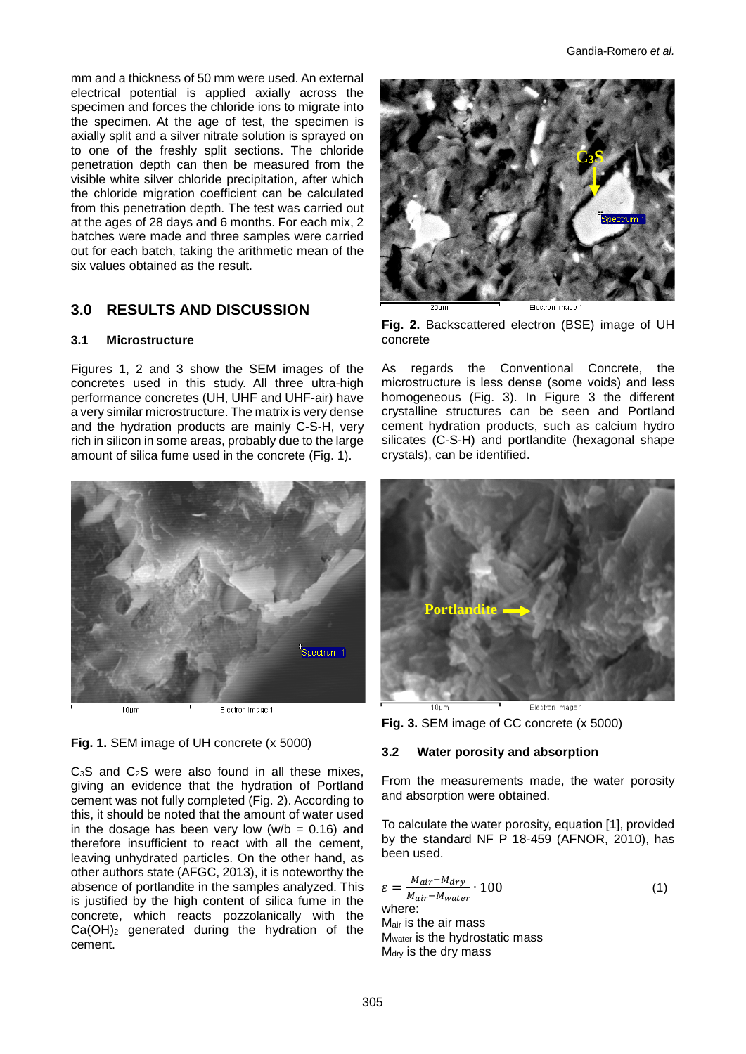mm and a thickness of 50 mm were used. An external electrical potential is applied axially across the specimen and forces the chloride ions to migrate into the specimen. At the age of test, the specimen is axially split and a silver nitrate solution is sprayed on to one of the freshly split sections. The chloride penetration depth can then be measured from the visible white silver chloride precipitation, after which the chloride migration coefficient can be calculated from this penetration depth. The test was carried out at the ages of 28 days and 6 months. For each mix, 2 batches were made and three samples were carried out for each batch, taking the arithmetic mean of the six values obtained as the result.

## 3.0 RESULTS AND DISCUSSION

### 3.1 Microstructure

Figures 1, 2 and 3 show the SEM images of the concretes used in this study. All three ultra-high performance concretes (UH, UHF and UHF-air) have a very similar microstructure. The matrix is very dense and the hydration products are mainly C-S-H, very rich in silicon in some areas, probably due to the large amount of silica fume used in the concrete (Fig. 1).

**Fig. 1.** SEM image of UH concrete (x 5000)

$C_3S$ and $C_2S$ were also found in all these mixes, giving an evidence that the hydration of Portland cement was not fully completed (Fig. 2). According to this, it should be noted that the amount of water used in the dosage has been very low (w/b = 0.16) and therefore insufficient to react with all the cement, leaving unhydrated particles. On the other hand, as other authors state (AFGC, 2013), it is noteworthy the absence of portlandite in the samples analyzed. This is justified by the high content of silica fume in the concrete, which reacts pozzolanically with the $Ca(OH)_2$ generated during the hydration of the cement.

**Fig. 2.** Backscattered electron (BSE) image of UH concrete

As regards the Conventional Concrete, the microstructure is less dense (some voids) and less homogeneous (Fig. 3). In Figure 3 the different crystalline structures can be seen and Portland cement hydration products, such as calcium hydro silicates (C-S-H) and portlandite (hexagonal shape crystals), can be identified.

**Fig. 3.** SEM image of CC concrete (x 5000)

### 3.2 Water porosity and absorption

From the measurements made, the water porosity and absorption were obtained.

To calculate the water porosity, equation [1], provided by the standard NF P 18-459 (AFNOR, 2010), has been used.

$$\varepsilon = \frac{M_{air} - M_{dry}}{M_{air} - M_{water}} \cdot 100 \qquad (1)$$

where:
$M_{air}$ is the air mass
$M_{water}$ is the hydrostatic mass
$M_{dry}$ is the dry mass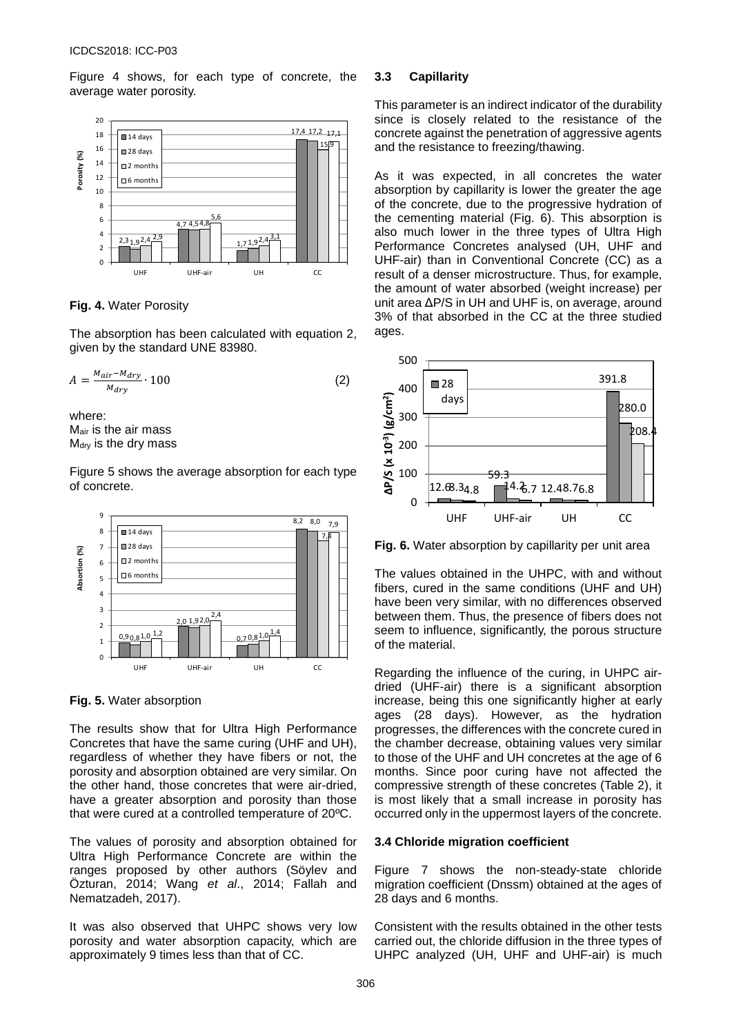Figure 4 shows, for each type of concrete, the average water porosity.

**Fig. 4.** Water Porosity

The absorption has been calculated with equation 2, given by the standard UNE 83980.

$$A = \frac{M_{air} - M_{dry}}{M_{dry}} \cdot 100 \tag{2}$$

where:
$M_{air}$ is the air mass
$M_{dry}$ is the dry mass

Figure 5 shows the average absorption for each type of concrete.

**Fig. 5.** Water absorption

The results show that for Ultra High Performance Concretes that have the same curing (UHF and UH), regardless of whether they have fibers or not, the porosity and absorption obtained are very similar. On the other hand, those concretes that were air-dried, have a greater absorption and porosity than those that were cured at a controlled temperature of 20ºC.

The values of porosity and absorption obtained for Ultra High Performance Concrete are within the ranges proposed by other authors (Söylev and Özturan, 2014; Wang *et al*., 2014; Fallah and Nematzadeh, 2017).

It was also observed that UHPC shows very low porosity and water absorption capacity, which are approximately 9 times less than that of CC.

### 3.3 Capillarity

This parameter is an indirect indicator of the durability since is closely related to the resistance of the concrete against the penetration of aggressive agents and the resistance to freezing/thawing.

As it was expected, in all concretes the water absorption by capillarity is lower the greater the age of the concrete, due to the progressive hydration of the cementing material (Fig. 6). This absorption is also much lower in the three types of Ultra High Performance Concretes analysed (UH, UHF and UHF-air) than in Conventional Concrete (CC) as a result of a denser microstructure. Thus, for example, the amount of water absorbed (weight increase) per unit area ΔP/S in UH and UHF is, on average, around 3% of that absorbed in the CC at the three studied ages.

**Fig. 6.** Water absorption by capillarity per unit area

The values obtained in the UHPC, with and without fibers, cured in the same conditions (UHF and UH) have been very similar, with no differences observed between them. Thus, the presence of fibers does not seem to influence, significantly, the porous structure of the material.

Regarding the influence of the curing, in UHPC air-dried (UHF-air) there is a significant absorption increase, being this one significantly higher at early ages (28 days). However, as the hydration progresses, the differences with the concrete cured in the chamber decrease, obtaining values very similar to those of the UHF and UH concretes at the age of 6 months. Since poor curing have not affected the compressive strength of these concretes (Table 2), it is most likely that a small increase in porosity has occurred only in the uppermost layers of the concrete.

### 3.4 Chloride migration coefficient

Figure 7 shows the non-steady-state chloride migration coefficient (Dnssm) obtained at the ages of 28 days and 6 months.

Consistent with the results obtained in the other tests carried out, the chloride diffusion in the three types of UHPC analyzed (UH, UHF and UHF-air) is much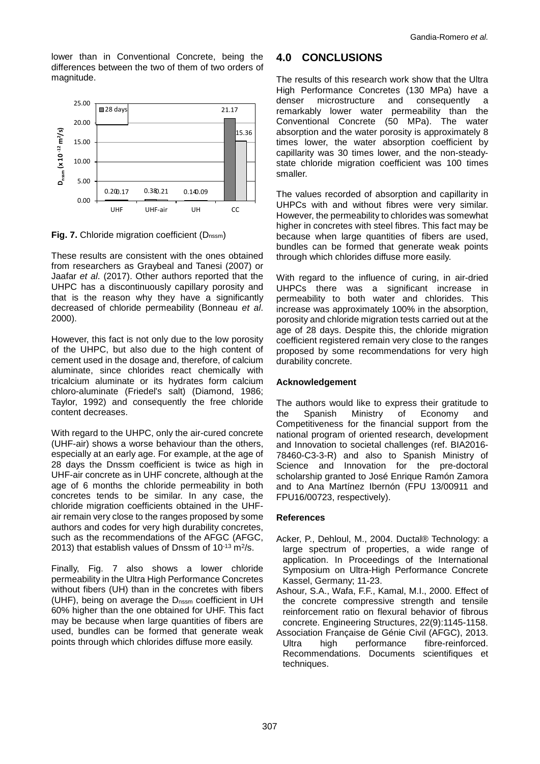lower than in Conventional Concrete, being the differences between the two of them of two orders of magnitude.

**Fig. 7.** Chloride migration coefficient ($D_{nssm}$)

These results are consistent with the ones obtained from researchers as Graybeal and Tanesi (2007) or Jaafar *et al*. (2017). Other authors reported that the UHPC has a discontinuously capillary porosity and that is the reason why they have a significantly decreased of chloride permeability (Bonneau *et al*. 2000).

However, this fact is not only due to the low porosity of the UHPC, but also due to the high content of cement used in the dosage and, therefore, of calcium aluminate, since chlorides react chemically with tricalcium aluminate or its hydrates form calcium chloro-aluminate (Friedel's salt) (Diamond, 1986; Taylor, 1992) and consequently the free chloride content decreases.

With regard to the UHPC, only the air-cured concrete (UHF-air) shows a worse behaviour than the others, especially at an early age. For example, at the age of 28 days the Dnssm coefficient is twice as high in UHF-air concrete as in UHF concrete, although at the age of 6 months the chloride permeability in both concretes tends to be similar. In any case, the chloride migration coefficients obtained in the UHF-air remain very close to the ranges proposed by some authors and codes for very high durability concretes, such as the recommendations of the AFGC (AFGC, 2013) that establish values of Dnssm of $10^{-13}$ $m^2/s$.

Finally, Fig. 7 also shows a lower chloride permeability in the Ultra High Performance Concretes without fibers (UH) than in the concretes with fibers (UHF), being on average the $D_{nssm}$ coefficient in UH 60% higher than the one obtained for UHF. This fact may be because when large quantities of fibers are used, bundles can be formed that generate weak points through which chlorides diffuse more easily.

## 4.0 CONCLUSIONS

The results of this research work show that the Ultra High Performance Concretes (130 MPa) have a denser microstructure and consequently a remarkably lower water permeability than the Conventional Concrete (50 MPa). The water absorption and the water porosity is approximately 8 times lower, the water absorption coefficient by capillarity was 30 times lower, and the non-steady-state chloride migration coefficient was 100 times smaller.

The values recorded of absorption and capillarity in UHPCs with and without fibres were very similar. However, the permeability to chlorides was somewhat higher in concretes with steel fibres. This fact may be because when large quantities of fibers are used, bundles can be formed that generate weak points through which chlorides diffuse more easily.

With regard to the influence of curing, in air-dried UHPCs there was a significant increase in permeability to both water and chlorides. This increase was approximately 100% in the absorption, porosity and chloride migration tests carried out at the age of 28 days. Despite this, the chloride migration coefficient registered remain very close to the ranges proposed by some recommendations for very high durability concrete.

### Acknowledgement

The authors would like to express their gratitude to the Spanish Ministry of Economy and Competitiveness for the financial support from the national program of oriented research, development and Innovation to societal challenges (ref. BIA2016-78460-C3-3-R) and also to Spanish Ministry of Science and Innovation for the pre-doctoral scholarship granted to José Enrique Ramón Zamora and to Ana Martínez Ibernón (FPU 13/00911 and FPU16/00723, respectively).

### References

Acker, P., Dehloul, M., 2004. Ductal® Technology: a large spectrum of properties, a wide range of application. In Proceedings of the International Symposium on Ultra-High Performance Concrete Kassel, Germany; 11-23.

Ashour, S.A., Wafa, F.F., Kamal, M.I., 2000. Effect of the concrete compressive strength and tensile reinforcement ratio on flexural behavior of fibrous concrete. Engineering Structures, 22(9):1145-1158.

Association Française de Génie Civil (AFGC), 2013. Ultra high performance fibre-reinforced. Recommendations. Documents scientifiques et techniques.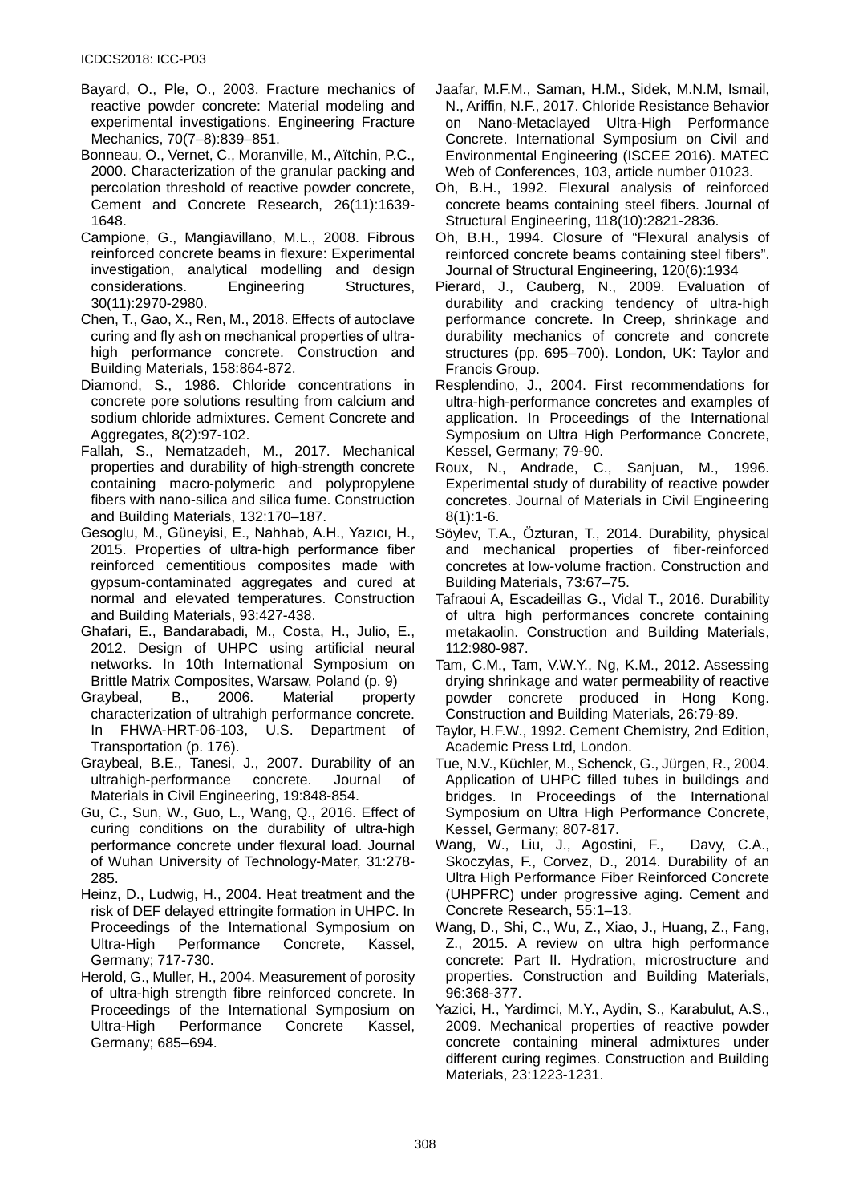Bayard, O., Ple, O., 2003. Fracture mechanics of reactive powder concrete: Material modeling and experimental investigations. Engineering Fracture Mechanics, 70(7–8):839–851.

Bonneau, O., Vernet, C., Moranville, M., Aïtchin, P.C., 2000. Characterization of the granular packing and percolation threshold of reactive powder concrete, Cement and Concrete Research, 26(11):1639-1648.

Campione, G., Mangiavillano, M.L., 2008. Fibrous reinforced concrete beams in flexure: Experimental investigation, analytical modelling and design considerations. Engineering Structures, 30(11):2970-2980.

Chen, T., Gao, X., Ren, M., 2018. Effects of autoclave curing and fly ash on mechanical properties of ultra-high performance concrete. Construction and Building Materials, 158:864-872.

Diamond, S., 1986. Chloride concentrations in concrete pore solutions resulting from calcium and sodium chloride admixtures. Cement Concrete and Aggregates, 8(2):97-102.

Fallah, S., Nematzadeh, M., 2017. Mechanical properties and durability of high-strength concrete containing macro-polymeric and polypropylene fibers with nano-silica and silica fume. Construction and Building Materials, 132:170–187.

Gesoglu, M., Güneyisi, E., Nahhab, A.H., Yazıcı, H., 2015. Properties of ultra-high performance fiber reinforced cementitious composites made with gypsum-contaminated aggregates and cured at normal and elevated temperatures. Construction and Building Materials, 93:427-438.

Ghafari, E., Bandarabadi, M., Costa, H., Julio, E., 2012. Design of UHPC using artificial neural networks. In 10th International Symposium on Brittle Matrix Composites, Warsaw, Poland (p. 9)

Graybeal, B., 2006. Material property characterization of ultrahigh performance concrete. In FHWA-HRT-06-103, U.S. Department of Transportation (p. 176).

Graybeal, B.E., Tanesi, J., 2007. Durability of an ultrahigh-performance concrete. Journal of Materials in Civil Engineering, 19:848-854.

Gu, C., Sun, W., Guo, L., Wang, Q., 2016. Effect of curing conditions on the durability of ultra-high performance concrete under flexural load. Journal of Wuhan University of Technology-Mater, 31:278-285.

Heinz, D., Ludwig, H., 2004. Heat treatment and the risk of DEF delayed ettringite formation in UHPC. In Proceedings of the International Symposium on Ultra-High Performance Concrete, Kassel, Germany; 717-730.

Herold, G., Muller, H., 2004. Measurement of porosity of ultra-high strength fibre reinforced concrete. In Proceedings of the International Symposium on Ultra-High Performance Concrete Kassel, Germany; 685–694.

Jaafar, M.F.M., Saman, H.M., Sidek, M.N.M, Ismail, N., Ariffin, N.F., 2017. Chloride Resistance Behavior on Nano-Metaclayed Ultra-High Performance Concrete. International Symposium on Civil and Environmental Engineering (ISCEE 2016). MATEC Web of Conferences, 103, article number 01023.

Oh, B.H., 1992. Flexural analysis of reinforced concrete beams containing steel fibers. Journal of Structural Engineering, 118(10):2821-2836.

Oh, B.H., 1994. Closure of "Flexural analysis of reinforced concrete beams containing steel fibers". Journal of Structural Engineering, 120(6):1934

Pierard, J., Cauberg, N., 2009. Evaluation of durability and cracking tendency of ultra-high performance concrete. In Creep, shrinkage and durability mechanics of concrete and concrete structures (pp. 695–700). London, UK: Taylor and Francis Group.

Resplendino, J., 2004. First recommendations for ultra-high-performance concretes and examples of application. In Proceedings of the International Symposium on Ultra High Performance Concrete, Kessel, Germany; 79-90.

Roux, N., Andrade, C., Sanjuan, M., 1996. Experimental study of durability of reactive powder concretes. Journal of Materials in Civil Engineering 8(1):1-6.

Söylev, T.A., Özturan, T., 2014. Durability, physical and mechanical properties of fiber-reinforced concretes at low-volume fraction. Construction and Building Materials, 73:67–75.

Tafraoui A, Escadeillas G., Vidal T., 2016. Durability of ultra high performances concrete containing metakaolin. Construction and Building Materials, 112:980-987.

Tam, C.M., Tam, V.W.Y., Ng, K.M., 2012. Assessing drying shrinkage and water permeability of reactive powder concrete produced in Hong Kong. Construction and Building Materials, 26:79-89.

Taylor, H.F.W., 1992. Cement Chemistry, 2nd Edition, Academic Press Ltd, London.

Tue, N.V., Küchler, M., Schenck, G., Jürgen, R., 2004. Application of UHPC filled tubes in buildings and bridges. In Proceedings of the International Symposium on Ultra High Performance Concrete, Kessel, Germany; 807-817.

Wang, W., Liu, J., Agostini, F., Davy, C.A., Skoczylas, F., Corvez, D., 2014. Durability of an Ultra High Performance Fiber Reinforced Concrete (UHPFRC) under progressive aging. Cement and Concrete Research, 55:1–13.

Wang, D., Shi, C., Wu, Z., Xiao, J., Huang, Z., Fang, Z., 2015. A review on ultra high performance concrete: Part II. Hydration, microstructure and properties. Construction and Building Materials, 96:368-377.

Yazici, H., Yardimci, M.Y., Aydin, S., Karabulut, A.S., 2009. Mechanical properties of reactive powder concrete containing mineral admixtures under different curing regimes. Construction and Building Materials, 23:1223-1231.